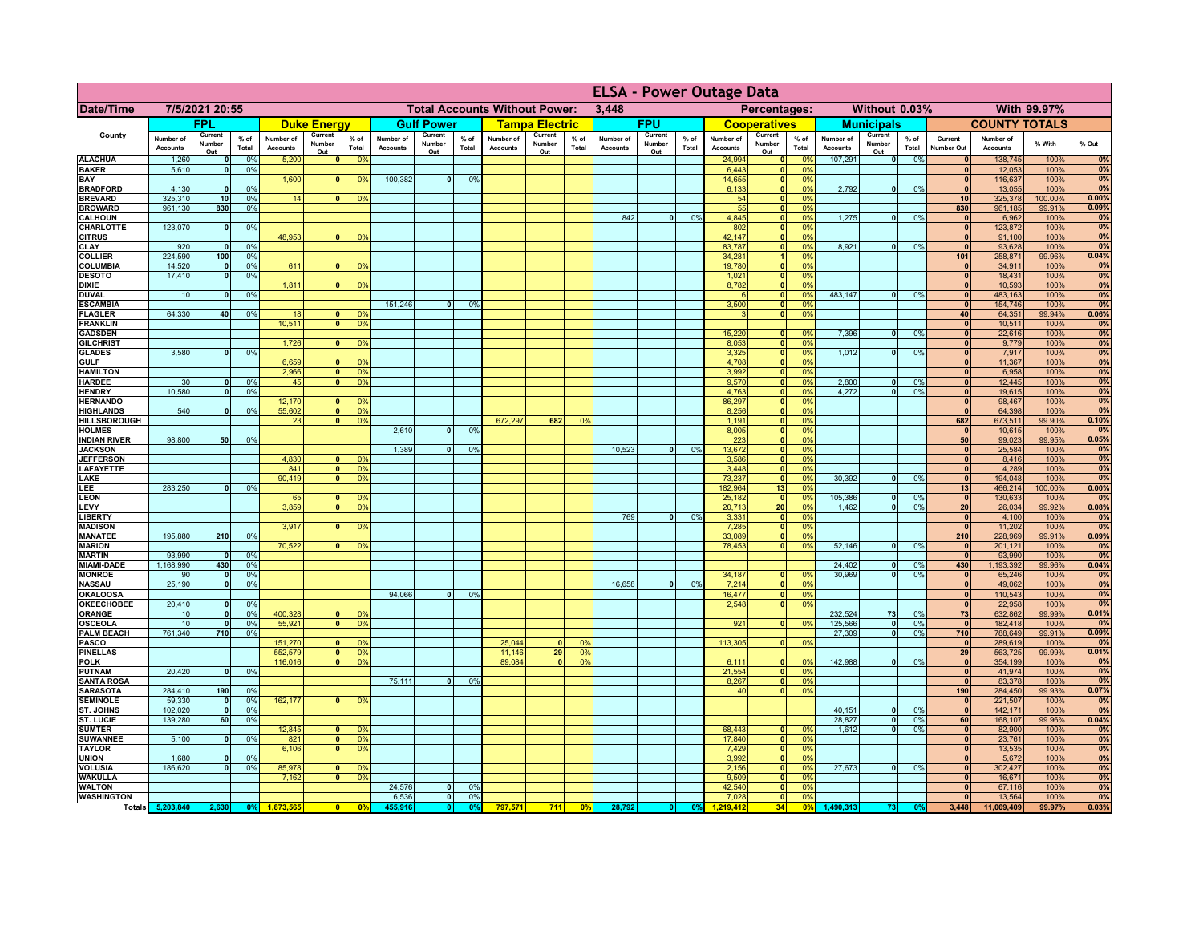# ELSA - Power Outage Data

**Date/Time:** 7/5/2021 20:55 | **Total Accounts Without Power:** 3,448 | **Percentages:** Without 0.03% | With 99.97%

| County | FPL | | | Duke Energy | | | Gulf Power | | | Tampa Electric | | | FPU | | | Cooperatives | | | Municipals | | | COUNTY TOTALS | | | |
|---|---|---|---|---|---|---|---|---|---|---|---|---|---|---|---|---|---|---|---|---|---|---|---|---|---|
| | Number of Accounts | Current Number Out | % of Total | Number of Accounts | Current Number Out | % of Total | Number of Accounts | Current Number Out | % of Total | Number of Accounts | Current Number Out | % of Total | Number of Accounts | Current Number Out | % of Total | Number of Accounts | Current Number Out | % of Total | Number of Accounts | Current Number Out | % of Total | Current Number Out | Number of Accounts | % With | % Out |
| ALACHUA | 1,260 | 0 | 0% | 5,200 | 0 | 0% | | | | | | | | | | 24,994 | 0 | 0% | 107,291 | 0 | 0% | 0 | 138,745 | 100% | 0% |
| BAKER | 5,610 | 0 | 0% | | | | | | | | | | | | | 6,443 | 0 | 0% | | | | 0 | 12,053 | 100% | 0% |
| BAY | | | | 1,600 | 0 | 0% | 100,382 | 0 | 0% | | | | | | | 14,655 | 0 | 0% | | | | 0 | 116,637 | 100% | 0% |
| BRADFORD | 4,130 | 0 | 0% | | | | | | | | | | | | | 6,133 | 0 | 0% | 2,792 | 0 | 0% | 0 | 13,055 | 100% | 0% |
| BREVARD | 325,310 | 10 | 0% | 14 | 0 | 0% | | | | | | | | | | 54 | 0 | 0% | | | | 10 | 325,378 | 100.00% | 0.00% |
| BROWARD | 961,130 | 830 | 0% | | | | | | | | | | | | | 55 | 0 | 0% | | | | 830 | 961,185 | 99.91% | 0.09% |
| CALHOUN | | | | | | | | | | | | | 842 | 0 | 0% | 4,845 | 0 | 0% | 1,275 | 0 | 0% | 0 | 6,962 | 100% | 0% |
| CHARLOTTE | 123,070 | 0 | 0% | | | | | | | | | | | | | 802 | 0 | 0% | | | | 0 | 123,872 | 100% | 0% |
| CITRUS | | | | 48,953 | 0 | 0% | | | | | | | | | | 42,147 | 0 | 0% | | | | 0 | 91,100 | 100% | 0% |
| CLAY | 920 | 0 | 0% | | | | | | | | | | | | | 83,787 | 0 | 0% | 8,921 | 0 | 0% | 0 | 93,628 | 100% | 0% |
| COLLIER | 224,590 | 100 | 0% | | | | | | | | | | | | | 34,281 | 1 | 0% | | | | 101 | 258,871 | 99.96% | 0.04% |
| COLUMBIA | 14,520 | 0 | 0% | 611 | 0 | 0% | | | | | | | | | | 19,780 | 0 | 0% | | | | 0 | 34,911 | 100% | 0% |
| DESOTO | 17,410 | 0 | 0% | | | | | | | | | | | | | 1,021 | 0 | 0% | | | | 0 | 18,431 | 100% | 0% |
| DIXIE | | | | 1,811 | 0 | 0% | | | | | | | | | | 8,782 | 0 | 0% | | | | 0 | 10,593 | 100% | 0% |
| DUVAL | 10 | 0 | 0% | | | | | | | | | | | | | 6 | 0 | 0% | 483,147 | 0 | 0% | 0 | 483,163 | 100% | 0% |
| ESCAMBIA | | | | | | | 151,246 | 0 | 0% | | | | | | | 3,500 | 0 | 0% | | | | 0 | 154,746 | 100% | 0% |
| FLAGLER | 64,330 | 40 | 0% | 18 | 0 | 0% | | | | | | | | | | 3 | 0 | 0% | | | | 40 | 64,351 | 99.94% | 0.06% |
| FRANKLIN | | | | 10,511 | 0 | 0% | | | | | | | | | | | | | | | | 0 | 10,511 | 100% | 0% |
| GADSDEN | | | | | | | | | | | | | | | | 15,220 | 0 | 0% | 7,396 | 0 | 0% | 0 | 22,616 | 100% | 0% |
| GILCHRIST | | | | 1,726 | 0 | 0% | | | | | | | | | | 8,053 | 0 | 0% | | | | 0 | 9,779 | 100% | 0% |
| GLADES | 3,580 | 0 | 0% | | | | | | | | | | | | | 3,325 | 0 | 0% | 1,012 | 0 | 0% | 0 | 7,917 | 100% | 0% |
| GULF | | | | 6,659 | 0 | 0% | | | | | | | | | | 4,708 | 0 | 0% | | | | 0 | 11,367 | 100% | 0% |
| HAMILTON | | | | 2,966 | 0 | 0% | | | | | | | | | | 3,992 | 0 | 0% | | | | 0 | 6,958 | 100% | 0% |
| HARDEE | 30 | 0 | 0% | 45 | 0 | 0% | | | | | | | | | | 9,570 | 0 | 0% | 2,800 | 0 | 0% | 0 | 12,445 | 100% | 0% |
| HENDRY | 10,580 | 0 | 0% | | | | | | | | | | | | | 4,763 | 0 | 0% | 4,272 | 0 | 0% | 0 | 19,615 | 100% | 0% |
| HERNANDO | | | | 12,170 | 0 | 0% | | | | | | | | | | 86,297 | 0 | 0% | | | | 0 | 98,467 | 100% | 0% |
| HIGHLANDS | 540 | 0 | 0% | 55,602 | 0 | 0% | | | | | | | | | | 8,256 | 0 | 0% | | | | 0 | 64,398 | 100% | 0% |
| HILLSBOROUGH | | | | 23 | 0 | 0% | | | | 672,297 | 682 | 0% | | | | 1,191 | 0 | 0% | | | | 682 | 673,511 | 99.90% | 0.10% |
| HOLMES | | | | | | | 2,610 | 0 | 0% | | | | | | | 8,005 | 0 | 0% | | | | 0 | 10,615 | 100% | 0% |
| INDIAN RIVER | 98,800 | 50 | 0% | | | | | | | | | | | | | 223 | 0 | 0% | | | | 50 | 99,023 | 99.95% | 0.05% |
| JACKSON | | | | | | | 1,389 | 0 | 0% | | | | 10,523 | 0 | 0% | 13,672 | 0 | 0% | | | | 0 | 25,584 | 100% | 0% |
| JEFFERSON | | | | 4,830 | 0 | 0% | | | | | | | | | | 3,586 | 0 | 0% | | | | 0 | 8,416 | 100% | 0% |
| LAFAYETTE | | | | 841 | 0 | 0% | | | | | | | | | | 3,448 | 0 | 0% | | | | 0 | 4,289 | 100% | 0% |
| LAKE | | | | 90,419 | 0 | 0% | | | | | | | | | | 73,237 | 0 | 0% | 30,392 | 0 | 0% | 0 | 194,048 | 100% | 0% |
| LEE | 283,250 | 0 | 0% | | | | | | | | | | | | | 182,964 | 13 | 0% | | | | 13 | 466,214 | 100.00% | 0.00% |
| LEON | | | | 65 | 0 | 0% | | | | | | | | | | 25,182 | 0 | 0% | 105,386 | 0 | 0% | 0 | 130,633 | 100% | 0% |
| LEVY | | | | 3,859 | 0 | 0% | | | | | | | | | | 20,713 | 20 | 0% | 1,462 | 0 | 0% | 20 | 26,034 | 99.92% | 0.08% |
| LIBERTY | | | | | | | | | | | | | 769 | 0 | 0% | 3,331 | 0 | 0% | | | | 0 | 4,100 | 100% | 0% |
| MADISON | | | | 3,917 | 0 | 0% | | | | | | | | | | 7,285 | 0 | 0% | | | | 0 | 11,202 | 100% | 0% |
| MANATEE | 195,880 | 210 | 0% | | | | | | | | | | | | | 33,089 | 0 | 0% | | | | 210 | 228,969 | 99.91% | 0.09% |
| MARION | | | | 70,522 | 0 | 0% | | | | | | | | | | 78,453 | 0 | 0% | 52,146 | 0 | 0% | 0 | 201,121 | 100% | 0% |
| MARTIN | 93,990 | 0 | 0% | | | | | | | | | | | | | | | | | | | 0 | 93,990 | 100% | 0% |
| MIAMI-DADE | 1,168,990 | 430 | 0% | | | | | | | | | | | | | | | | 24,402 | 0 | 0% | 430 | 1,193,392 | 99.96% | 0.04% |
| MONROE | 90 | 0 | 0% | | | | | | | | | | | | | 34,187 | 0 | 0% | 30,969 | 0 | 0% | 0 | 65,246 | 100% | 0% |
| NASSAU | 25,190 | 0 | 0% | | | | | | | | | | 16,658 | 0 | 0% | 7,214 | 0 | 0% | | | | 0 | 49,062 | 100% | 0% |
| OKALOOSA | | | | | | | 94,066 | 0 | 0% | | | | | | | 16,477 | 0 | 0% | | | | 0 | 110,543 | 100% | 0% |
| OKEECHOBEE | 20,410 | 0 | 0% | | | | | | | | | | | | | 2,548 | 0 | 0% | | | | 0 | 22,958 | 100% | 0% |
| ORANGE | 10 | 0 | 0% | 400,328 | 0 | 0% | | | | | | | | | | | | | 232,524 | 73 | 0% | 73 | 632,862 | 99.99% | 0.01% |
| OSCEOLA | 10 | 0 | 0% | 55,921 | 0 | 0% | | | | | | | | | | 921 | 0 | 0% | 125,566 | 0 | 0% | 0 | 182,418 | 100% | 0% |
| PALM BEACH | 761,340 | 710 | 0% | | | | | | | | | | | | | | | | 27,309 | 0 | 0% | 710 | 788,649 | 99.91% | 0.09% |
| PASCO | | | | 151,270 | 0 | 0% | | | | 25,044 | 0 | 0% | | | | 113,305 | 0 | 0% | | | | 0 | 289,619 | 100% | 0% |
| PINELLAS | | | | 552,579 | 0 | 0% | | | | 11,146 | 29 | 0% | | | | | | | | | | 29 | 563,725 | 99.99% | 0.01% |
| POLK | | | | 116,016 | 0 | 0% | | | | 89,084 | 0 | 0% | | | | 6,111 | 0 | 0% | 142,988 | 0 | 0% | 0 | 354,199 | 100% | 0% |
| PUTNAM | 20,420 | 0 | 0% | | | | | | | | | | | | | 21,554 | 0 | 0% | | | | 0 | 41,974 | 100% | 0% |
| SANTA ROSA | | | | | | | 75,111 | 0 | 0% | | | | | | | 8,267 | 0 | 0% | | | | 0 | 83,378 | 100% | 0% |
| SARASOTA | 284,410 | 190 | 0% | | | | | | | | | | | | | 40 | 0 | 0% | | | | 190 | 284,450 | 99.93% | 0.07% |
| SEMINOLE | 59,330 | 0 | 0% | 162,177 | 0 | 0% | | | | | | | | | | | | | | | | 0 | 221,507 | 100% | 0% |
| ST. JOHNS | 102,020 | 0 | 0% | | | | | | | | | | | | | | | | 40,151 | 0 | 0% | 0 | 142,171 | 100% | 0% |
| ST. LUCIE | 139,280 | 60 | 0% | | | | | | | | | | | | | | | | 28,827 | 0 | 0% | 60 | 168,107 | 99.96% | 0.04% |
| SUMTER | | | | 12,845 | 0 | 0% | | | | | | | | | | 68,443 | 0 | 0% | 1,612 | 0 | 0% | 0 | 82,900 | 100% | 0% |
| SUWANNEE | 5,100 | 0 | 0% | 821 | 0 | 0% | | | | | | | | | | 17,840 | 0 | 0% | | | | 0 | 23,761 | 100% | 0% |
| TAYLOR | | | | 6,106 | 0 | 0% | | | | | | | | | | 7,429 | 0 | 0% | | | | 0 | 13,535 | 100% | 0% |
| UNION | 1,680 | 0 | 0% | | | | | | | | | | | | | 3,992 | 0 | 0% | | | | 0 | 5,672 | 100% | 0% |
| VOLUSIA | 186,620 | 0 | 0% | 85,978 | 0 | 0% | | | | | | | | | | 2,156 | 0 | 0% | 27,673 | 0 | 0% | 0 | 302,427 | 100% | 0% |
| WAKULLA | | | | 7,162 | 0 | 0% | | | | | | | | | | 9,509 | 0 | 0% | | | | 0 | 16,671 | 100% | 0% |
| WALTON | | | | | | | 24,576 | 0 | 0% | | | | | | | 42,540 | 0 | 0% | | | | 0 | 67,116 | 100% | 0% |
| WASHINGTON | | | | | | | 6,536 | 0 | 0% | | | | | | | 7,028 | 0 | 0% | | | | 0 | 13,564 | 100% | 0% |
| Totals | 5,203,840 | 2,630 | 0% | 1,873,565 | 0 | 0% | 455,916 | 0 | 0% | 797,571 | 711 | 0% | 28,792 | 0 | 0% | 1,219,412 | 34 | 0% | 1,490,313 | 73 | 0% | 3,448 | 11,069,409 | 99.97% | 0.03% |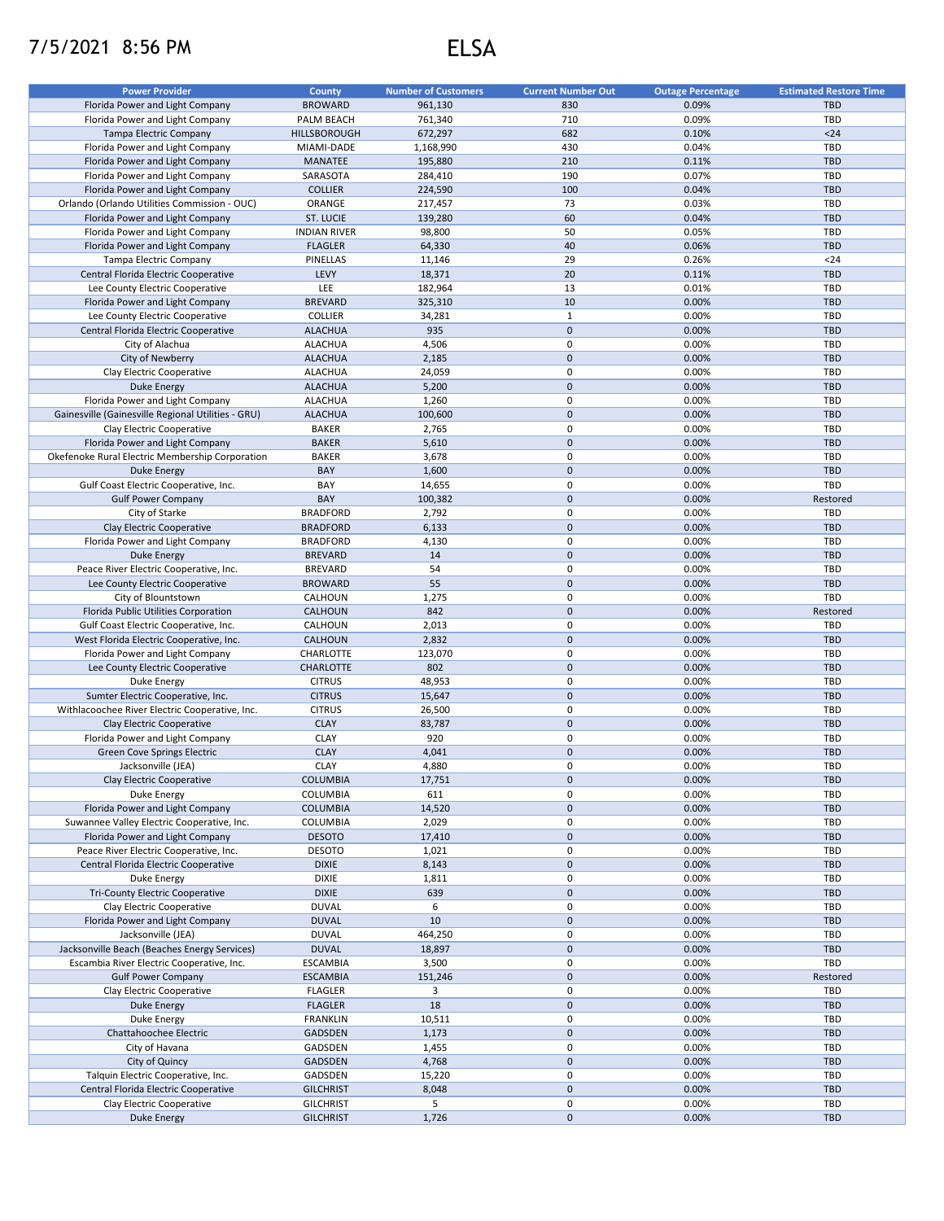7/5/2021 8:56 PM

# ELSA

| Power Provider | County | Number of Customers | Current Number Out | Outage Percentage | Estimated Restore Time |
|---|---|---|---|---|---|
| Florida Power and Light Company | BROWARD | 961,130 | 830 | 0.09% | TBD |
| Florida Power and Light Company | PALM BEACH | 761,340 | 710 | 0.09% | TBD |
| Tampa Electric Company | HILLSBOROUGH | 672,297 | 682 | 0.10% | <24 |
| Florida Power and Light Company | MIAMI-DADE | 1,168,990 | 430 | 0.04% | TBD |
| Florida Power and Light Company | MANATEE | 195,880 | 210 | 0.11% | TBD |
| Florida Power and Light Company | SARASOTA | 284,410 | 190 | 0.07% | TBD |
| Florida Power and Light Company | COLLIER | 224,590 | 100 | 0.04% | TBD |
| Orlando (Orlando Utilities Commission - OUC) | ORANGE | 217,457 | 73 | 0.03% | TBD |
| Florida Power and Light Company | ST. LUCIE | 139,280 | 60 | 0.04% | TBD |
| Florida Power and Light Company | INDIAN RIVER | 98,800 | 50 | 0.05% | TBD |
| Florida Power and Light Company | FLAGLER | 64,330 | 40 | 0.06% | TBD |
| Tampa Electric Company | PINELLAS | 11,146 | 29 | 0.26% | <24 |
| Central Florida Electric Cooperative | LEVY | 18,371 | 20 | 0.11% | TBD |
| Lee County Electric Cooperative | LEE | 182,964 | 13 | 0.01% | TBD |
| Florida Power and Light Company | BREVARD | 325,310 | 10 | 0.00% | TBD |
| Lee County Electric Cooperative | COLLIER | 34,281 | 1 | 0.00% | TBD |
| Central Florida Electric Cooperative | ALACHUA | 935 | 0 | 0.00% | TBD |
| City of Alachua | ALACHUA | 4,506 | 0 | 0.00% | TBD |
| City of Newberry | ALACHUA | 2,185 | 0 | 0.00% | TBD |
| Clay Electric Cooperative | ALACHUA | 24,059 | 0 | 0.00% | TBD |
| Duke Energy | ALACHUA | 5,200 | 0 | 0.00% | TBD |
| Florida Power and Light Company | ALACHUA | 1,260 | 0 | 0.00% | TBD |
| Gainesville (Gainesville Regional Utilities - GRU) | ALACHUA | 100,600 | 0 | 0.00% | TBD |
| Clay Electric Cooperative | BAKER | 2,765 | 0 | 0.00% | TBD |
| Florida Power and Light Company | BAKER | 5,610 | 0 | 0.00% | TBD |
| Okefenoke Rural Electric Membership Corporation | BAKER | 3,678 | 0 | 0.00% | TBD |
| Duke Energy | BAY | 1,600 | 0 | 0.00% | TBD |
| Gulf Coast Electric Cooperative, Inc. | BAY | 14,655 | 0 | 0.00% | TBD |
| Gulf Power Company | BAY | 100,382 | 0 | 0.00% | Restored |
| City of Starke | BRADFORD | 2,792 | 0 | 0.00% | TBD |
| Clay Electric Cooperative | BRADFORD | 6,133 | 0 | 0.00% | TBD |
| Florida Power and Light Company | BRADFORD | 4,130 | 0 | 0.00% | TBD |
| Duke Energy | BREVARD | 14 | 0 | 0.00% | TBD |
| Peace River Electric Cooperative, Inc. | BREVARD | 54 | 0 | 0.00% | TBD |
| Lee County Electric Cooperative | BROWARD | 55 | 0 | 0.00% | TBD |
| City of Blountstown | CALHOUN | 1,275 | 0 | 0.00% | TBD |
| Florida Public Utilities Corporation | CALHOUN | 842 | 0 | 0.00% | Restored |
| Gulf Coast Electric Cooperative, Inc. | CALHOUN | 2,013 | 0 | 0.00% | TBD |
| West Florida Electric Cooperative, Inc. | CALHOUN | 2,832 | 0 | 0.00% | TBD |
| Florida Power and Light Company | CHARLOTTE | 123,070 | 0 | 0.00% | TBD |
| Lee County Electric Cooperative | CHARLOTTE | 802 | 0 | 0.00% | TBD |
| Duke Energy | CITRUS | 48,953 | 0 | 0.00% | TBD |
| Sumter Electric Cooperative, Inc. | CITRUS | 15,647 | 0 | 0.00% | TBD |
| Withlacoochee River Electric Cooperative, Inc. | CITRUS | 26,500 | 0 | 0.00% | TBD |
| Clay Electric Cooperative | CLAY | 83,787 | 0 | 0.00% | TBD |
| Florida Power and Light Company | CLAY | 920 | 0 | 0.00% | TBD |
| Green Cove Springs Electric | CLAY | 4,041 | 0 | 0.00% | TBD |
| Jacksonville (JEA) | CLAY | 4,880 | 0 | 0.00% | TBD |
| Clay Electric Cooperative | COLUMBIA | 17,751 | 0 | 0.00% | TBD |
| Duke Energy | COLUMBIA | 611 | 0 | 0.00% | TBD |
| Florida Power and Light Company | COLUMBIA | 14,520 | 0 | 0.00% | TBD |
| Suwannee Valley Electric Cooperative, Inc. | COLUMBIA | 2,029 | 0 | 0.00% | TBD |
| Florida Power and Light Company | DESOTO | 17,410 | 0 | 0.00% | TBD |
| Peace River Electric Cooperative, Inc. | DESOTO | 1,021 | 0 | 0.00% | TBD |
| Central Florida Electric Cooperative | DIXIE | 8,143 | 0 | 0.00% | TBD |
| Duke Energy | DIXIE | 1,811 | 0 | 0.00% | TBD |
| Tri-County Electric Cooperative | DIXIE | 639 | 0 | 0.00% | TBD |
| Clay Electric Cooperative | DUVAL | 6 | 0 | 0.00% | TBD |
| Florida Power and Light Company | DUVAL | 10 | 0 | 0.00% | TBD |
| Jacksonville (JEA) | DUVAL | 464,250 | 0 | 0.00% | TBD |
| Jacksonville Beach (Beaches Energy Services) | DUVAL | 18,897 | 0 | 0.00% | TBD |
| Escambia River Electric Cooperative, Inc. | ESCAMBIA | 3,500 | 0 | 0.00% | TBD |
| Gulf Power Company | ESCAMBIA | 151,246 | 0 | 0.00% | Restored |
| Clay Electric Cooperative | FLAGLER | 3 | 0 | 0.00% | TBD |
| Duke Energy | FLAGLER | 18 | 0 | 0.00% | TBD |
| Duke Energy | FRANKLIN | 10,511 | 0 | 0.00% | TBD |
| Chattahoochee Electric | GADSDEN | 1,173 | 0 | 0.00% | TBD |
| City of Havana | GADSDEN | 1,455 | 0 | 0.00% | TBD |
| City of Quincy | GADSDEN | 4,768 | 0 | 0.00% | TBD |
| Talquin Electric Cooperative, Inc. | GADSDEN | 15,220 | 0 | 0.00% | TBD |
| Central Florida Electric Cooperative | GILCHRIST | 8,048 | 0 | 0.00% | TBD |
| Clay Electric Cooperative | GILCHRIST | 5 | 0 | 0.00% | TBD |
| Duke Energy | GILCHRIST | 1,726 | 0 | 0.00% | TBD |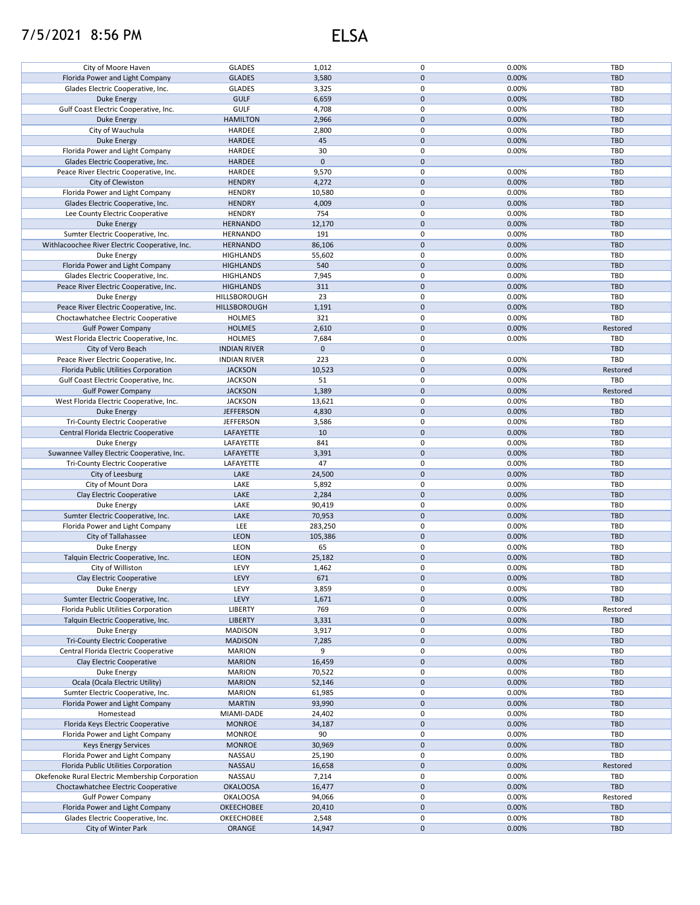7/5/2021 8:56 PM

# ELSA

| | | | | | |
|---|---|---|---|---|---|
| City of Moore Haven | GLADES | 1,012 | 0 | 0.00% | TBD |
| Florida Power and Light Company | GLADES | 3,580 | 0 | 0.00% | TBD |
| Glades Electric Cooperative, Inc. | GLADES | 3,325 | 0 | 0.00% | TBD |
| Duke Energy | GULF | 6,659 | 0 | 0.00% | TBD |
| Gulf Coast Electric Cooperative, Inc. | GULF | 4,708 | 0 | 0.00% | TBD |
| Duke Energy | HAMILTON | 2,966 | 0 | 0.00% | TBD |
| City of Wauchula | HARDEE | 2,800 | 0 | 0.00% | TBD |
| Duke Energy | HARDEE | 45 | 0 | 0.00% | TBD |
| Florida Power and Light Company | HARDEE | 30 | 0 | 0.00% | TBD |
| Glades Electric Cooperative, Inc. | HARDEE | 0 | 0 | | TBD |
| Peace River Electric Cooperative, Inc. | HARDEE | 9,570 | 0 | 0.00% | TBD |
| City of Clewiston | HENDRY | 4,272 | 0 | 0.00% | TBD |
| Florida Power and Light Company | HENDRY | 10,580 | 0 | 0.00% | TBD |
| Glades Electric Cooperative, Inc. | HENDRY | 4,009 | 0 | 0.00% | TBD |
| Lee County Electric Cooperative | HENDRY | 754 | 0 | 0.00% | TBD |
| Duke Energy | HERNANDO | 12,170 | 0 | 0.00% | TBD |
| Sumter Electric Cooperative, Inc. | HERNANDO | 191 | 0 | 0.00% | TBD |
| Withlacoochee River Electric Cooperative, Inc. | HERNANDO | 86,106 | 0 | 0.00% | TBD |
| Duke Energy | HIGHLANDS | 55,602 | 0 | 0.00% | TBD |
| Florida Power and Light Company | HIGHLANDS | 540 | 0 | 0.00% | TBD |
| Glades Electric Cooperative, Inc. | HIGHLANDS | 7,945 | 0 | 0.00% | TBD |
| Peace River Electric Cooperative, Inc. | HIGHLANDS | 311 | 0 | 0.00% | TBD |
| Duke Energy | HILLSBOROUGH | 23 | 0 | 0.00% | TBD |
| Peace River Electric Cooperative, Inc. | HILLSBOROUGH | 1,191 | 0 | 0.00% | TBD |
| Choctawhatchee Electric Cooperative | HOLMES | 321 | 0 | 0.00% | TBD |
| Gulf Power Company | HOLMES | 2,610 | 0 | 0.00% | Restored |
| West Florida Electric Cooperative, Inc. | HOLMES | 7,684 | 0 | 0.00% | TBD |
| City of Vero Beach | INDIAN RIVER | 0 | 0 | | TBD |
| Peace River Electric Cooperative, Inc. | INDIAN RIVER | 223 | 0 | 0.00% | TBD |
| Florida Public Utilities Corporation | JACKSON | 10,523 | 0 | 0.00% | Restored |
| Gulf Coast Electric Cooperative, Inc. | JACKSON | 51 | 0 | 0.00% | TBD |
| Gulf Power Company | JACKSON | 1,389 | 0 | 0.00% | Restored |
| West Florida Electric Cooperative, Inc. | JACKSON | 13,621 | 0 | 0.00% | TBD |
| Duke Energy | JEFFERSON | 4,830 | 0 | 0.00% | TBD |
| Tri-County Electric Cooperative | JEFFERSON | 3,586 | 0 | 0.00% | TBD |
| Central Florida Electric Cooperative | LAFAYETTE | 10 | 0 | 0.00% | TBD |
| Duke Energy | LAFAYETTE | 841 | 0 | 0.00% | TBD |
| Suwannee Valley Electric Cooperative, Inc. | LAFAYETTE | 3,391 | 0 | 0.00% | TBD |
| Tri-County Electric Cooperative | LAFAYETTE | 47 | 0 | 0.00% | TBD |
| City of Leesburg | LAKE | 24,500 | 0 | 0.00% | TBD |
| City of Mount Dora | LAKE | 5,892 | 0 | 0.00% | TBD |
| Clay Electric Cooperative | LAKE | 2,284 | 0 | 0.00% | TBD |
| Duke Energy | LAKE | 90,419 | 0 | 0.00% | TBD |
| Sumter Electric Cooperative, Inc. | LAKE | 70,953 | 0 | 0.00% | TBD |
| Florida Power and Light Company | LEE | 283,250 | 0 | 0.00% | TBD |
| City of Tallahassee | LEON | 105,386 | 0 | 0.00% | TBD |
| Duke Energy | LEON | 65 | 0 | 0.00% | TBD |
| Talquin Electric Cooperative, Inc. | LEON | 25,182 | 0 | 0.00% | TBD |
| City of Williston | LEVY | 1,462 | 0 | 0.00% | TBD |
| Clay Electric Cooperative | LEVY | 671 | 0 | 0.00% | TBD |
| Duke Energy | LEVY | 3,859 | 0 | 0.00% | TBD |
| Sumter Electric Cooperative, Inc. | LEVY | 1,671 | 0 | 0.00% | TBD |
| Florida Public Utilities Corporation | LIBERTY | 769 | 0 | 0.00% | Restored |
| Talquin Electric Cooperative, Inc. | LIBERTY | 3,331 | 0 | 0.00% | TBD |
| Duke Energy | MADISON | 3,917 | 0 | 0.00% | TBD |
| Tri-County Electric Cooperative | MADISON | 7,285 | 0 | 0.00% | TBD |
| Central Florida Electric Cooperative | MARION | 9 | 0 | 0.00% | TBD |
| Clay Electric Cooperative | MARION | 16,459 | 0 | 0.00% | TBD |
| Duke Energy | MARION | 70,522 | 0 | 0.00% | TBD |
| Ocala (Ocala Electric Utility) | MARION | 52,146 | 0 | 0.00% | TBD |
| Sumter Electric Cooperative, Inc. | MARION | 61,985 | 0 | 0.00% | TBD |
| Florida Power and Light Company | MARTIN | 93,990 | 0 | 0.00% | TBD |
| Homestead | MIAMI-DADE | 24,402 | 0 | 0.00% | TBD |
| Florida Keys Electric Cooperative | MONROE | 34,187 | 0 | 0.00% | TBD |
| Florida Power and Light Company | MONROE | 90 | 0 | 0.00% | TBD |
| Keys Energy Services | MONROE | 30,969 | 0 | 0.00% | TBD |
| Florida Power and Light Company | NASSAU | 25,190 | 0 | 0.00% | TBD |
| Florida Public Utilities Corporation | NASSAU | 16,658 | 0 | 0.00% | Restored |
| Okefenoke Rural Electric Membership Corporation | NASSAU | 7,214 | 0 | 0.00% | TBD |
| Choctawhatchee Electric Cooperative | OKALOOSA | 16,477 | 0 | 0.00% | TBD |
| Gulf Power Company | OKALOOSA | 94,066 | 0 | 0.00% | Restored |
| Florida Power and Light Company | OKEECHOBEE | 20,410 | 0 | 0.00% | TBD |
| Glades Electric Cooperative, Inc. | OKEECHOBEE | 2,548 | 0 | 0.00% | TBD |
| City of Winter Park | ORANGE | 14,947 | 0 | 0.00% | TBD |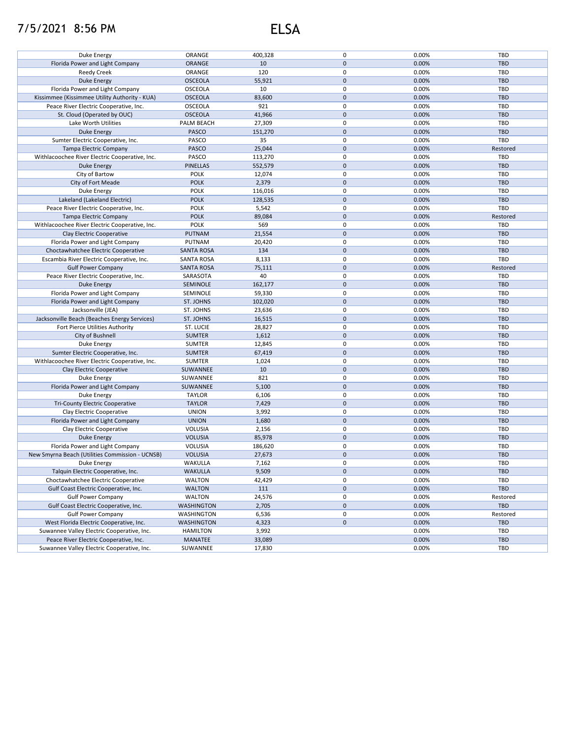7/5/2021 8:56 PM

# ELSA

| | | | | | |
|---|---|---|---|---|---|
| Duke Energy | ORANGE | 400,328 | 0 | 0.00% | TBD |
| Florida Power and Light Company | ORANGE | 10 | 0 | 0.00% | TBD |
| Reedy Creek | ORANGE | 120 | 0 | 0.00% | TBD |
| Duke Energy | OSCEOLA | 55,921 | 0 | 0.00% | TBD |
| Florida Power and Light Company | OSCEOLA | 10 | 0 | 0.00% | TBD |
| Kissimmee (Kissimmee Utility Authority - KUA) | OSCEOLA | 83,600 | 0 | 0.00% | TBD |
| Peace River Electric Cooperative, Inc. | OSCEOLA | 921 | 0 | 0.00% | TBD |
| St. Cloud (Operated by OUC) | OSCEOLA | 41,966 | 0 | 0.00% | TBD |
| Lake Worth Utilities | PALM BEACH | 27,309 | 0 | 0.00% | TBD |
| Duke Energy | PASCO | 151,270 | 0 | 0.00% | TBD |
| Sumter Electric Cooperative, Inc. | PASCO | 35 | 0 | 0.00% | TBD |
| Tampa Electric Company | PASCO | 25,044 | 0 | 0.00% | Restored |
| Withlacoochee River Electric Cooperative, Inc. | PASCO | 113,270 | 0 | 0.00% | TBD |
| Duke Energy | PINELLAS | 552,579 | 0 | 0.00% | TBD |
| City of Bartow | POLK | 12,074 | 0 | 0.00% | TBD |
| City of Fort Meade | POLK | 2,379 | 0 | 0.00% | TBD |
| Duke Energy | POLK | 116,016 | 0 | 0.00% | TBD |
| Lakeland (Lakeland Electric) | POLK | 128,535 | 0 | 0.00% | TBD |
| Peace River Electric Cooperative, Inc. | POLK | 5,542 | 0 | 0.00% | TBD |
| Tampa Electric Company | POLK | 89,084 | 0 | 0.00% | Restored |
| Withlacoochee River Electric Cooperative, Inc. | POLK | 569 | 0 | 0.00% | TBD |
| Clay Electric Cooperative | PUTNAM | 21,554 | 0 | 0.00% | TBD |
| Florida Power and Light Company | PUTNAM | 20,420 | 0 | 0.00% | TBD |
| Choctawhatchee Electric Cooperative | SANTA ROSA | 134 | 0 | 0.00% | TBD |
| Escambia River Electric Cooperative, Inc. | SANTA ROSA | 8,133 | 0 | 0.00% | TBD |
| Gulf Power Company | SANTA ROSA | 75,111 | 0 | 0.00% | Restored |
| Peace River Electric Cooperative, Inc. | SARASOTA | 40 | 0 | 0.00% | TBD |
| Duke Energy | SEMINOLE | 162,177 | 0 | 0.00% | TBD |
| Florida Power and Light Company | SEMINOLE | 59,330 | 0 | 0.00% | TBD |
| Florida Power and Light Company | ST. JOHNS | 102,020 | 0 | 0.00% | TBD |
| Jacksonville (JEA) | ST. JOHNS | 23,636 | 0 | 0.00% | TBD |
| Jacksonville Beach (Beaches Energy Services) | ST. JOHNS | 16,515 | 0 | 0.00% | TBD |
| Fort Pierce Utilities Authority | ST. LUCIE | 28,827 | 0 | 0.00% | TBD |
| City of Bushnell | SUMTER | 1,612 | 0 | 0.00% | TBD |
| Duke Energy | SUMTER | 12,845 | 0 | 0.00% | TBD |
| Sumter Electric Cooperative, Inc. | SUMTER | 67,419 | 0 | 0.00% | TBD |
| Withlacoochee River Electric Cooperative, Inc. | SUMTER | 1,024 | 0 | 0.00% | TBD |
| Clay Electric Cooperative | SUWANNEE | 10 | 0 | 0.00% | TBD |
| Duke Energy | SUWANNEE | 821 | 0 | 0.00% | TBD |
| Florida Power and Light Company | SUWANNEE | 5,100 | 0 | 0.00% | TBD |
| Duke Energy | TAYLOR | 6,106 | 0 | 0.00% | TBD |
| Tri-County Electric Cooperative | TAYLOR | 7,429 | 0 | 0.00% | TBD |
| Clay Electric Cooperative | UNION | 3,992 | 0 | 0.00% | TBD |
| Florida Power and Light Company | UNION | 1,680 | 0 | 0.00% | TBD |
| Clay Electric Cooperative | VOLUSIA | 2,156 | 0 | 0.00% | TBD |
| Duke Energy | VOLUSIA | 85,978 | 0 | 0.00% | TBD |
| Florida Power and Light Company | VOLUSIA | 186,620 | 0 | 0.00% | TBD |
| New Smyrna Beach (Utilities Commission - UCNSB) | VOLUSIA | 27,673 | 0 | 0.00% | TBD |
| Duke Energy | WAKULLA | 7,162 | 0 | 0.00% | TBD |
| Talquin Electric Cooperative, Inc. | WAKULLA | 9,509 | 0 | 0.00% | TBD |
| Choctawhatchee Electric Cooperative | WALTON | 42,429 | 0 | 0.00% | TBD |
| Gulf Coast Electric Cooperative, Inc. | WALTON | 111 | 0 | 0.00% | TBD |
| Gulf Power Company | WALTON | 24,576 | 0 | 0.00% | Restored |
| Gulf Coast Electric Cooperative, Inc. | WASHINGTON | 2,705 | 0 | 0.00% | TBD |
| Gulf Power Company | WASHINGTON | 6,536 | 0 | 0.00% | Restored |
| West Florida Electric Cooperative, Inc. | WASHINGTON | 4,323 | 0 | 0.00% | TBD |
| Suwannee Valley Electric Cooperative, Inc. | HAMILTON | 3,992 | | 0.00% | TBD |
| Peace River Electric Cooperative, Inc. | MANATEE | 33,089 | | 0.00% | TBD |
| Suwannee Valley Electric Cooperative, Inc. | SUWANNEE | 17,830 | | 0.00% | TBD |